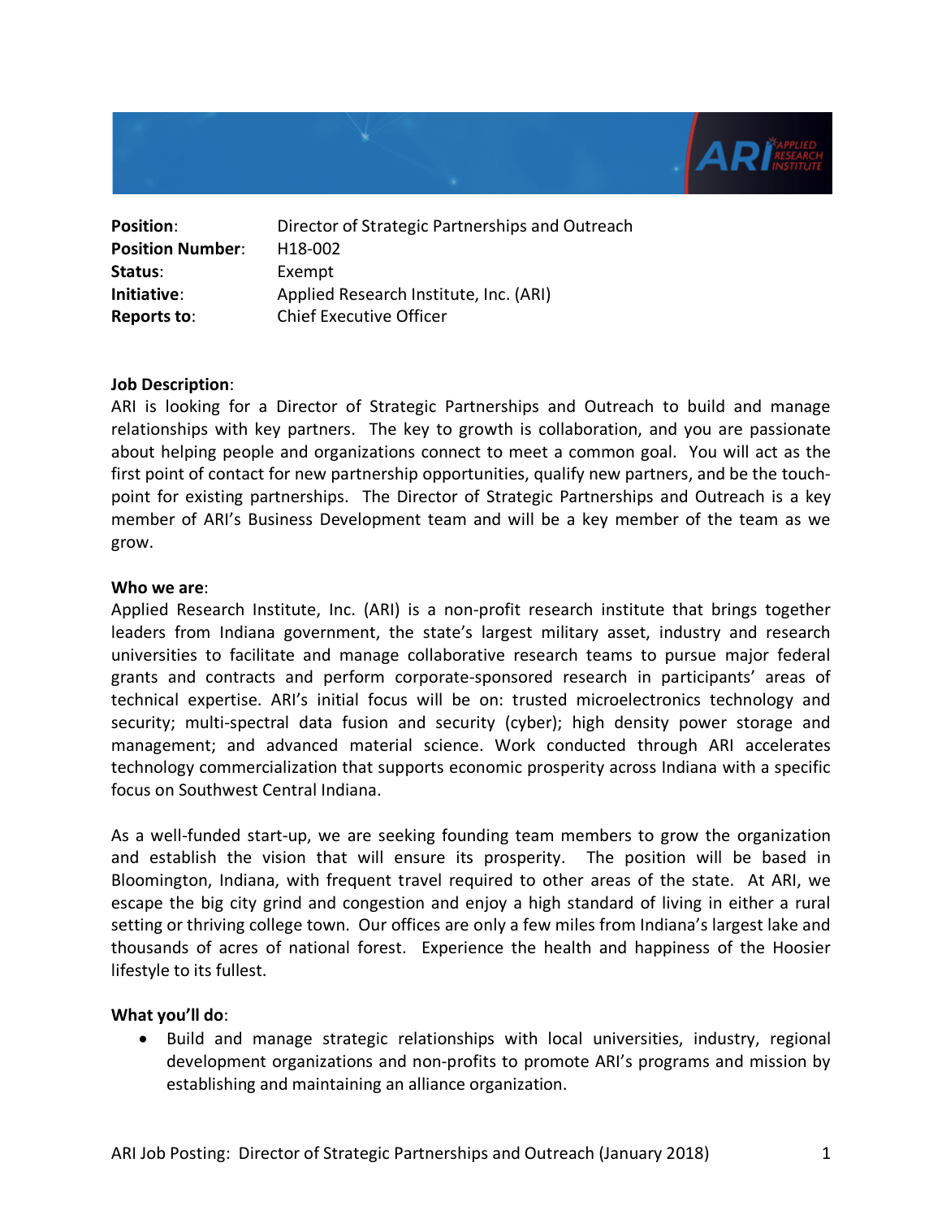| | |
|---|---|
| **Position**: | Director of Strategic Partnerships and Outreach |
| **Position Number**: | H18-002 |
| **Status**: | Exempt |
| **Initiative**: | Applied Research Institute, Inc. (ARI) |
| **Reports to**: | Chief Executive Officer |

**Job Description**:
ARI is looking for a Director of Strategic Partnerships and Outreach to build and manage relationships with key partners. The key to growth is collaboration, and you are passionate about helping people and organizations connect to meet a common goal. You will act as the first point of contact for new partnership opportunities, qualify new partners, and be the touch-point for existing partnerships. The Director of Strategic Partnerships and Outreach is a key member of ARI's Business Development team and will be a key member of the team as we grow.

**Who we are**:
Applied Research Institute, Inc. (ARI) is a non-profit research institute that brings together leaders from Indiana government, the state's largest military asset, industry and research universities to facilitate and manage collaborative research teams to pursue major federal grants and contracts and perform corporate-sponsored research in participants' areas of technical expertise. ARI's initial focus will be on: trusted microelectronics technology and security; multi-spectral data fusion and security (cyber); high density power storage and management; and advanced material science. Work conducted through ARI accelerates technology commercialization that supports economic prosperity across Indiana with a specific focus on Southwest Central Indiana.

As a well-funded start-up, we are seeking founding team members to grow the organization and establish the vision that will ensure its prosperity. The position will be based in Bloomington, Indiana, with frequent travel required to other areas of the state. At ARI, we escape the big city grind and congestion and enjoy a high standard of living in either a rural setting or thriving college town. Our offices are only a few miles from Indiana's largest lake and thousands of acres of national forest. Experience the health and happiness of the Hoosier lifestyle to its fullest.

**What you'll do**:

- Build and manage strategic relationships with local universities, industry, regional development organizations and non-profits to promote ARI's programs and mission by establishing and maintaining an alliance organization.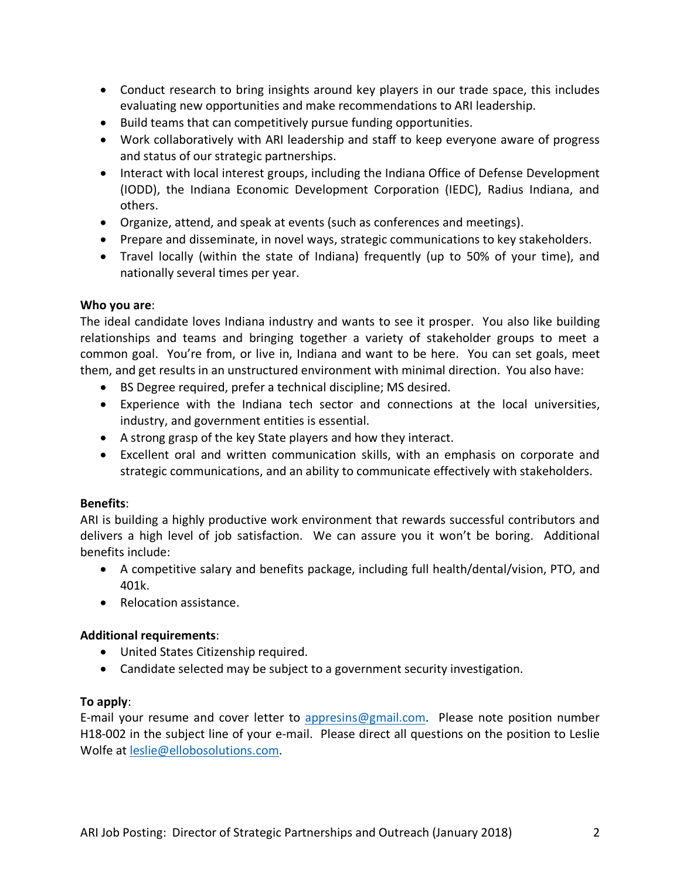- Conduct research to bring insights around key players in our trade space, this includes evaluating new opportunities and make recommendations to ARI leadership.
- Build teams that can competitively pursue funding opportunities.
- Work collaboratively with ARI leadership and staff to keep everyone aware of progress and status of our strategic partnerships.
- Interact with local interest groups, including the Indiana Office of Defense Development (IODD), the Indiana Economic Development Corporation (IEDC), Radius Indiana, and others.
- Organize, attend, and speak at events (such as conferences and meetings).
- Prepare and disseminate, in novel ways, strategic communications to key stakeholders.
- Travel locally (within the state of Indiana) frequently (up to 50% of your time), and nationally several times per year.

**Who you are**:

The ideal candidate loves Indiana industry and wants to see it prosper. You also like building relationships and teams and bringing together a variety of stakeholder groups to meet a common goal. You're from, or live in, Indiana and want to be here. You can set goals, meet them, and get results in an unstructured environment with minimal direction. You also have:

- BS Degree required, prefer a technical discipline; MS desired.
- Experience with the Indiana tech sector and connections at the local universities, industry, and government entities is essential.
- A strong grasp of the key State players and how they interact.
- Excellent oral and written communication skills, with an emphasis on corporate and strategic communications, and an ability to communicate effectively with stakeholders.

**Benefits**:

ARI is building a highly productive work environment that rewards successful contributors and delivers a high level of job satisfaction. We can assure you it won't be boring. Additional benefits include:

- A competitive salary and benefits package, including full health/dental/vision, PTO, and 401k.
- Relocation assistance.

**Additional requirements**:

- United States Citizenship required.
- Candidate selected may be subject to a government security investigation.

**To apply**:

E-mail your resume and cover letter to apresins@gmail.com. Please note position number H18-002 in the subject line of your e-mail. Please direct all questions on the position to Leslie Wolfe at leslie@ellobosolutions.com.